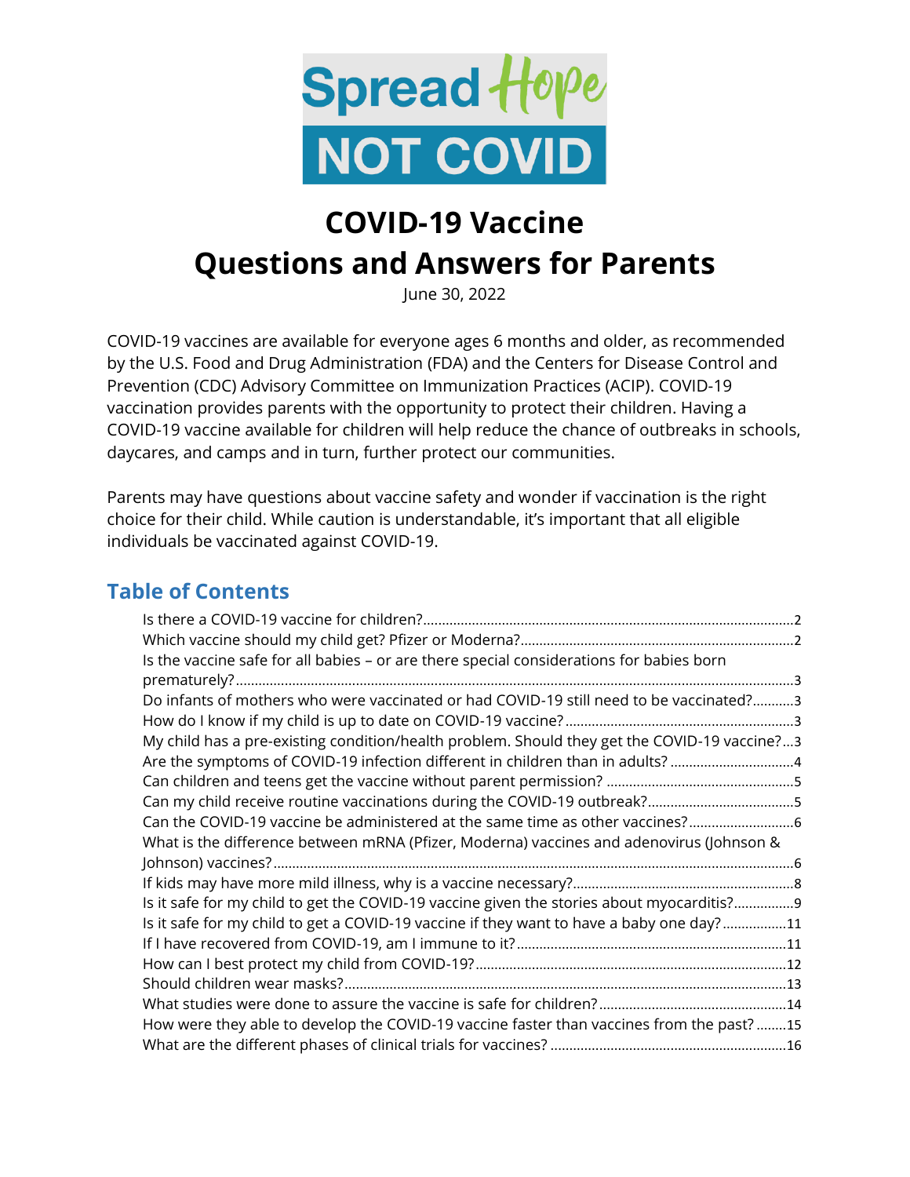# COVID-19 Vaccine Questions and Answers for Parents

June 30, 2022

COVID-19 vaccines are available for everyone ages 6 months and older, as recommended by the U.S. Food and Drug Administration (FDA) and the Centers for Disease Control and Prevention (CDC) Advisory Committee on Immunization Practices (ACIP). COVID-19 vaccination provides parents with the opportunity to protect their children. Having a COVID-19 vaccine available for children will help reduce the chance of outbreaks in schools, daycares, and camps and in turn, further protect our communities.

Parents may have questions about vaccine safety and wonder if vaccination is the right choice for their child. While caution is understandable, it's important that all eligible individuals be vaccinated against COVID-19.

## Table of Contents

- Is there a COVID-19 vaccine for children? ... 2
- Which vaccine should my child get? Pfizer or Moderna? ... 2
- Is the vaccine safe for all babies – or are there special considerations for babies born prematurely? ... 3
- Do infants of mothers who were vaccinated or had COVID-19 still need to be vaccinated? ... 3
- How do I know if my child is up to date on COVID-19 vaccine? ... 3
- My child has a pre-existing condition/health problem. Should they get the COVID-19 vaccine? ... 3
- Are the symptoms of COVID-19 infection different in children than in adults? ... 4
- Can children and teens get the vaccine without parent permission? ... 5
- Can my child receive routine vaccinations during the COVID-19 outbreak? ... 5
- Can the COVID-19 vaccine be administered at the same time as other vaccines? ... 6
- What is the difference between mRNA (Pfizer, Moderna) vaccines and adenovirus (Johnson & Johnson) vaccines? ... 6
- If kids may have more mild illness, why is a vaccine necessary? ... 8
- Is it safe for my child to get the COVID-19 vaccine given the stories about myocarditis? ... 9
- Is it safe for my child to get a COVID-19 vaccine if they want to have a baby one day? ... 11
- If I have recovered from COVID-19, am I immune to it? ... 11
- How can I best protect my child from COVID-19? ... 12
- Should children wear masks? ... 13
- What studies were done to assure the vaccine is safe for children? ... 14
- How were they able to develop the COVID-19 vaccine faster than vaccines from the past? ... 15
- What are the different phases of clinical trials for vaccines? ... 16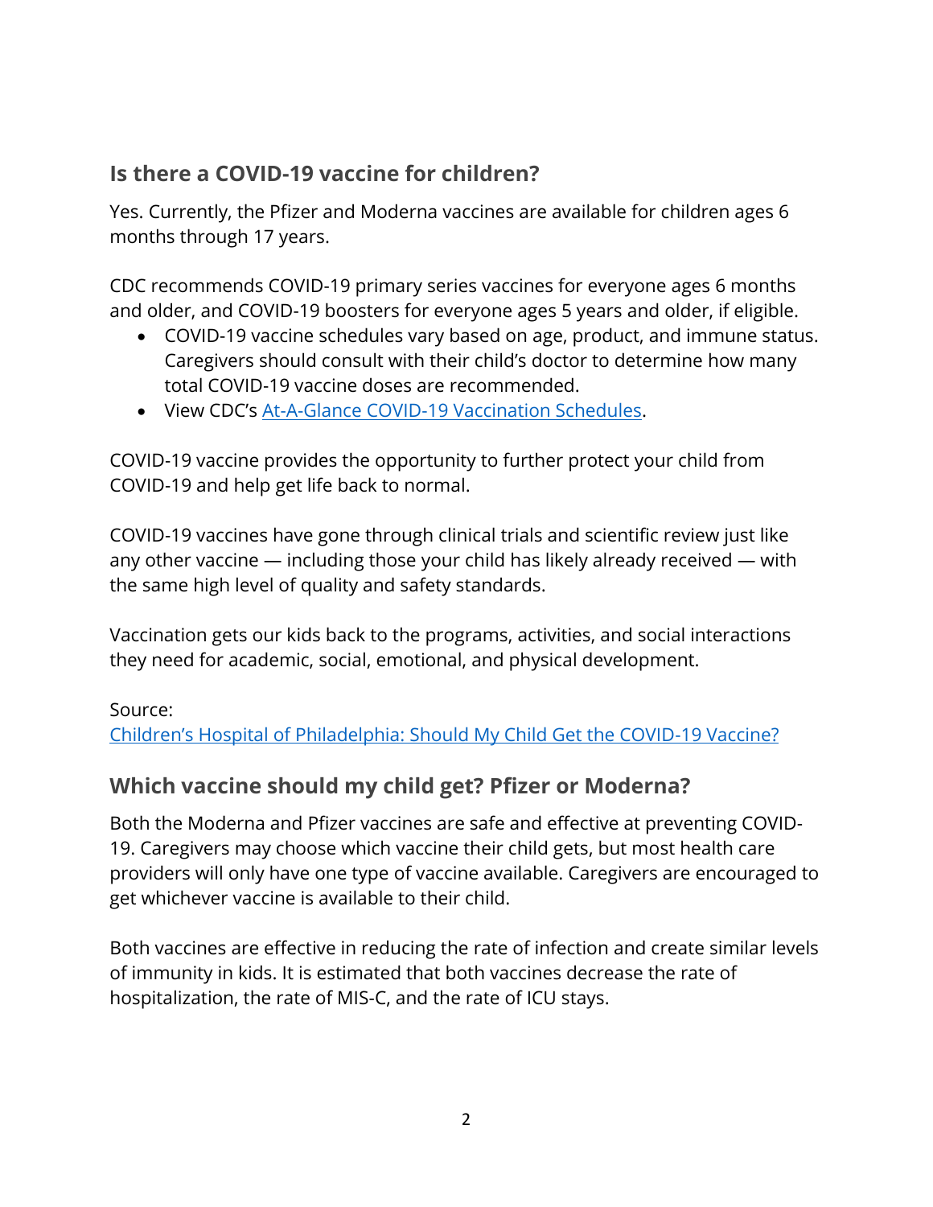## Is there a COVID-19 vaccine for children?

Yes. Currently, the Pfizer and Moderna vaccines are available for children ages 6 months through 17 years.

CDC recommends COVID-19 primary series vaccines for everyone ages 6 months and older, and COVID-19 boosters for everyone ages 5 years and older, if eligible.

- COVID-19 vaccine schedules vary based on age, product, and immune status. Caregivers should consult with their child's doctor to determine how many total COVID-19 vaccine doses are recommended.
- View CDC's At-A-Glance COVID-19 Vaccination Schedules.

COVID-19 vaccine provides the opportunity to further protect your child from COVID-19 and help get life back to normal.

COVID-19 vaccines have gone through clinical trials and scientific review just like any other vaccine — including those your child has likely already received — with the same high level of quality and safety standards.

Vaccination gets our kids back to the programs, activities, and social interactions they need for academic, social, emotional, and physical development.

Source:
Children's Hospital of Philadelphia: Should My Child Get the COVID-19 Vaccine?

## Which vaccine should my child get? Pfizer or Moderna?

Both the Moderna and Pfizer vaccines are safe and effective at preventing COVID-19. Caregivers may choose which vaccine their child gets, but most health care providers will only have one type of vaccine available. Caregivers are encouraged to get whichever vaccine is available to their child.

Both vaccines are effective in reducing the rate of infection and create similar levels of immunity in kids. It is estimated that both vaccines decrease the rate of hospitalization, the rate of MIS-C, and the rate of ICU stays.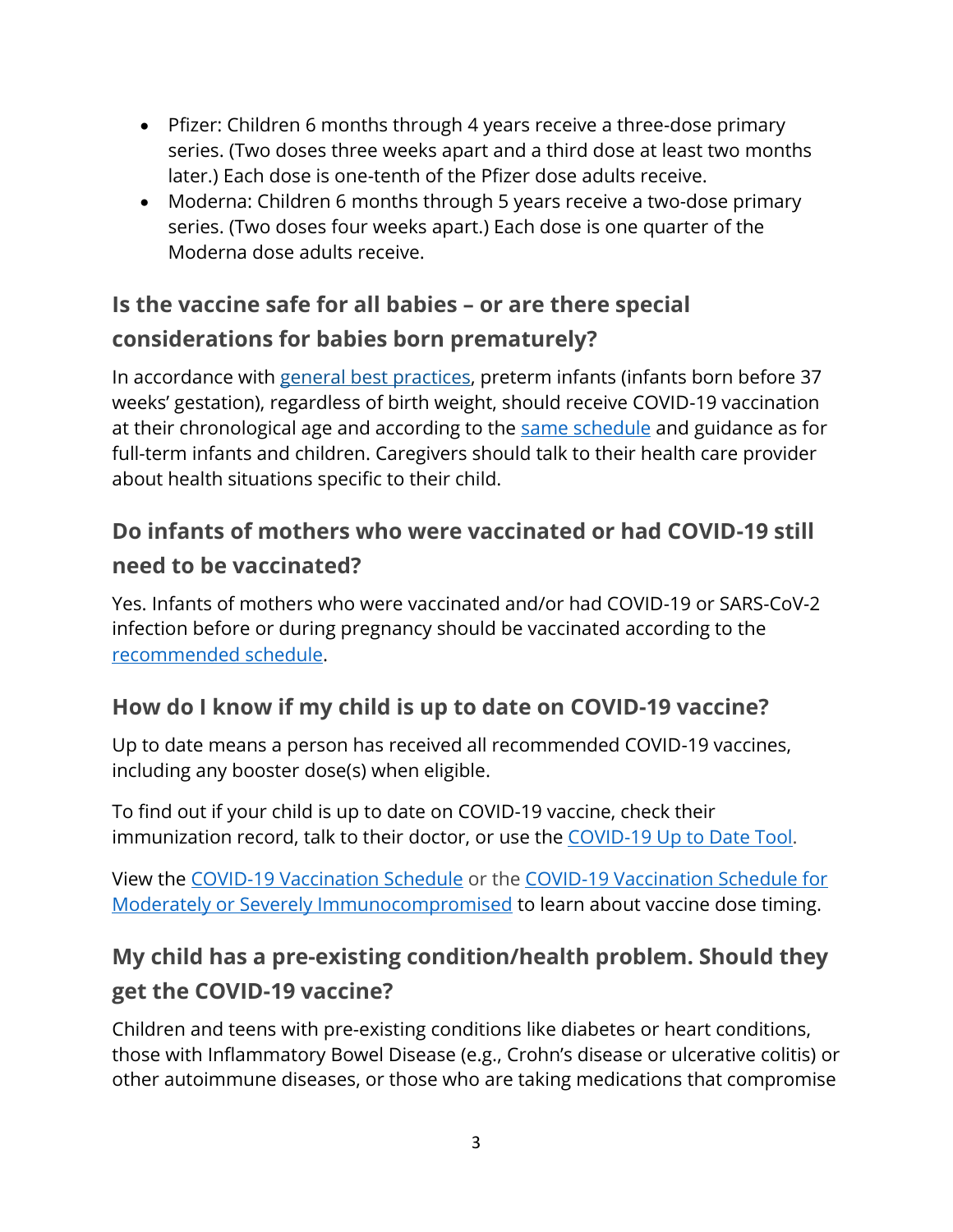- Pfizer: Children 6 months through 4 years receive a three-dose primary series. (Two doses three weeks apart and a third dose at least two months later.) Each dose is one-tenth of the Pfizer dose adults receive.
- Moderna: Children 6 months through 5 years receive a two-dose primary series. (Two doses four weeks apart.) Each dose is one quarter of the Moderna dose adults receive.

## Is the vaccine safe for all babies – or are there special considerations for babies born prematurely?

In accordance with [general best practices](), preterm infants (infants born before 37 weeks' gestation), regardless of birth weight, should receive COVID-19 vaccination at their chronological age and according to the [same schedule]() and guidance as for full-term infants and children. Caregivers should talk to their health care provider about health situations specific to their child.

## Do infants of mothers who were vaccinated or had COVID-19 still need to be vaccinated?

Yes. Infants of mothers who were vaccinated and/or had COVID-19 or SARS-CoV-2 infection before or during pregnancy should be vaccinated according to the [recommended schedule]().

## How do I know if my child is up to date on COVID-19 vaccine?

Up to date means a person has received all recommended COVID-19 vaccines, including any booster dose(s) when eligible.

To find out if your child is up to date on COVID-19 vaccine, check their immunization record, talk to their doctor, or use the [COVID-19 Up to Date Tool]().

View the [COVID-19 Vaccination Schedule]() or the [COVID-19 Vaccination Schedule for Moderately or Severely Immunocompromised]() to learn about vaccine dose timing.

## My child has a pre-existing condition/health problem. Should they get the COVID-19 vaccine?

Children and teens with pre-existing conditions like diabetes or heart conditions, those with Inflammatory Bowel Disease (e.g., Crohn's disease or ulcerative colitis) or other autoimmune diseases, or those who are taking medications that compromise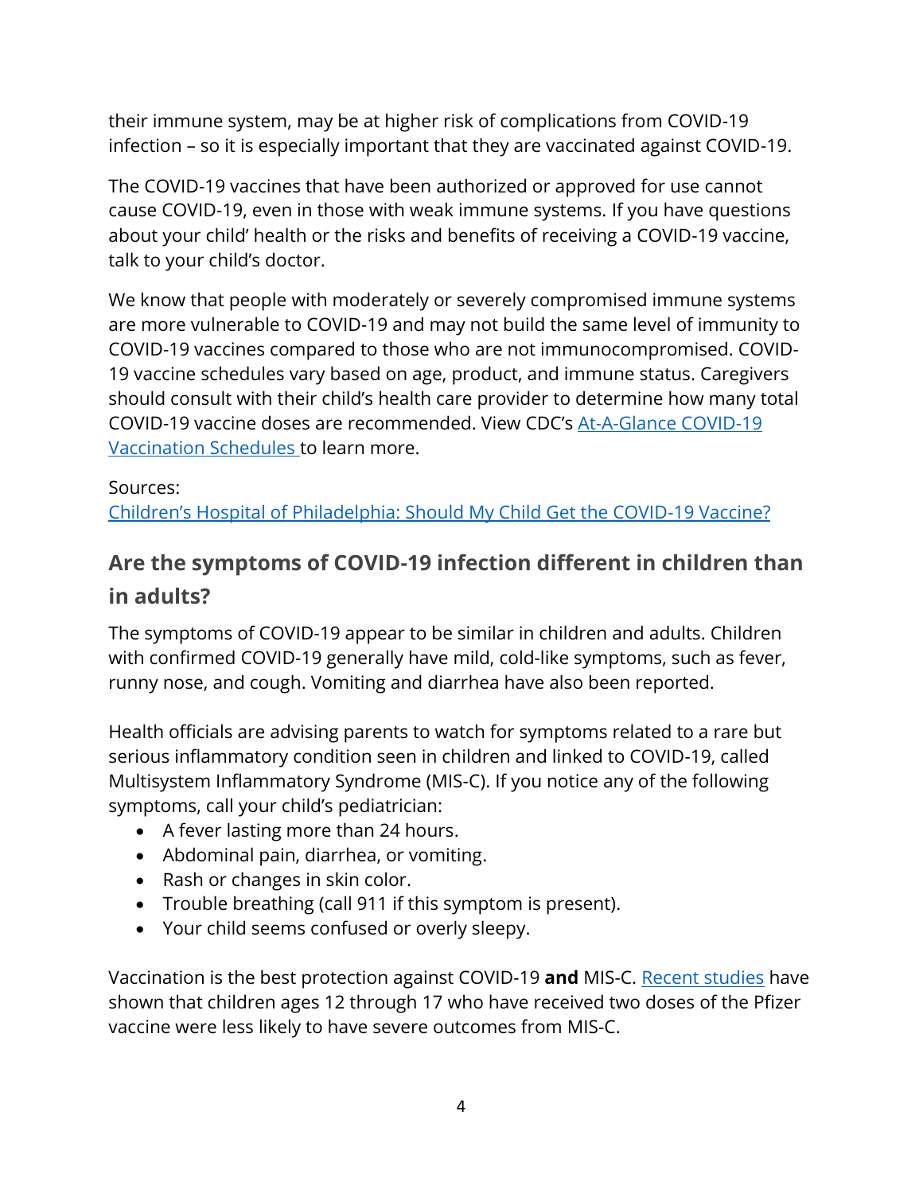their immune system, may be at higher risk of complications from COVID-19 infection – so it is especially important that they are vaccinated against COVID-19.

The COVID-19 vaccines that have been authorized or approved for use cannot cause COVID-19, even in those with weak immune systems. If you have questions about your child' health or the risks and benefits of receiving a COVID-19 vaccine, talk to your child's doctor.

We know that people with moderately or severely compromised immune systems are more vulnerable to COVID-19 and may not build the same level of immunity to COVID-19 vaccines compared to those who are not immunocompromised. COVID-19 vaccine schedules vary based on age, product, and immune status. Caregivers should consult with their child's health care provider to determine how many total COVID-19 vaccine doses are recommended. View CDC's At-A-Glance COVID-19 Vaccination Schedules to learn more.

Sources:
Children's Hospital of Philadelphia: Should My Child Get the COVID-19 Vaccine?

## Are the symptoms of COVID-19 infection different in children than in adults?

The symptoms of COVID-19 appear to be similar in children and adults. Children with confirmed COVID-19 generally have mild, cold-like symptoms, such as fever, runny nose, and cough. Vomiting and diarrhea have also been reported.

Health officials are advising parents to watch for symptoms related to a rare but serious inflammatory condition seen in children and linked to COVID-19, called Multisystem Inflammatory Syndrome (MIS-C). If you notice any of the following symptoms, call your child's pediatrician:

- A fever lasting more than 24 hours.
- Abdominal pain, diarrhea, or vomiting.
- Rash or changes in skin color.
- Trouble breathing (call 911 if this symptom is present).
- Your child seems confused or overly sleepy.

Vaccination is the best protection against COVID-19 **and** MIS-C. Recent studies have shown that children ages 12 through 17 who have received two doses of the Pfizer vaccine were less likely to have severe outcomes from MIS-C.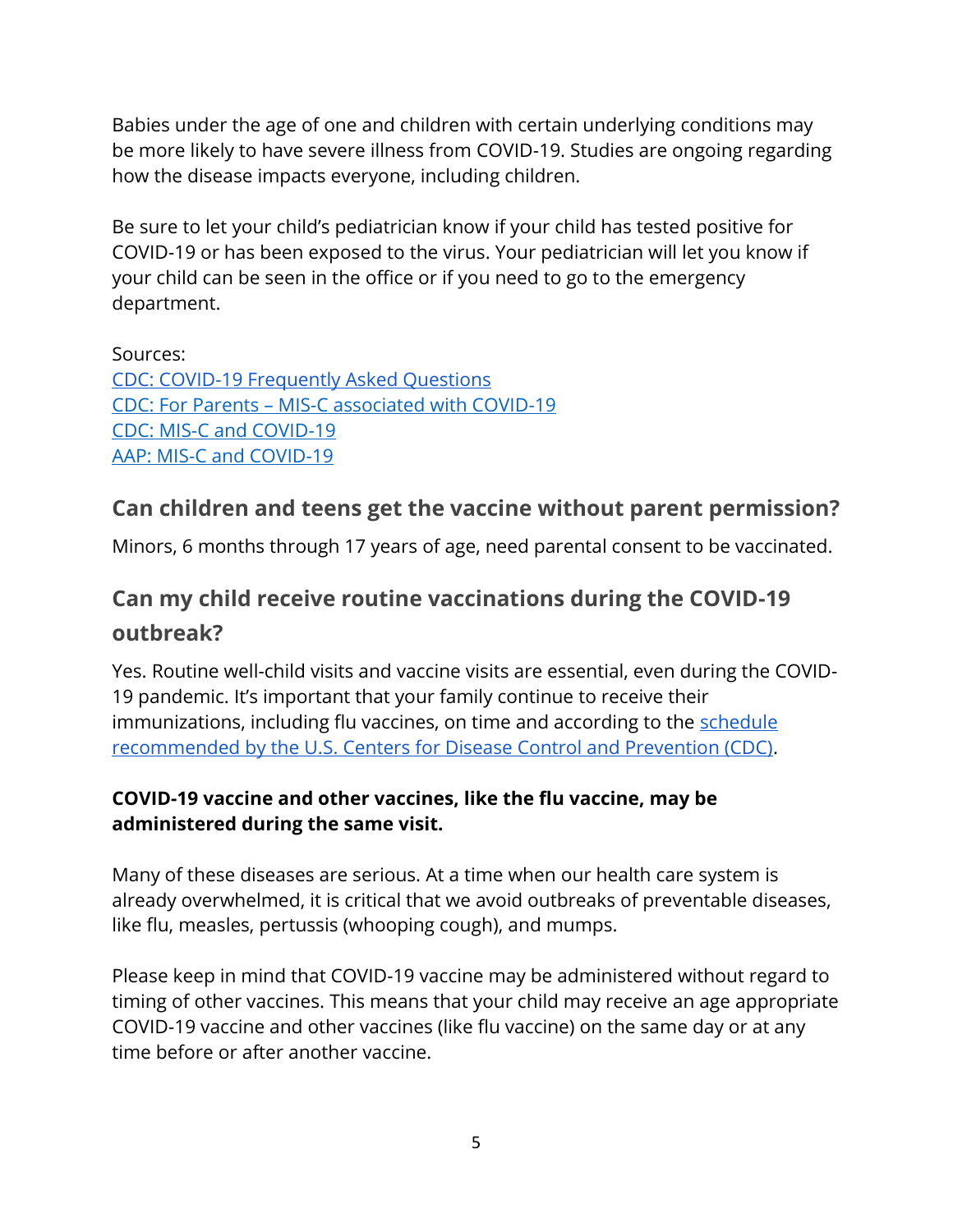Babies under the age of one and children with certain underlying conditions may be more likely to have severe illness from COVID-19. Studies are ongoing regarding how the disease impacts everyone, including children.

Be sure to let your child's pediatrician know if your child has tested positive for COVID-19 or has been exposed to the virus. Your pediatrician will let you know if your child can be seen in the office or if you need to go to the emergency department.

Sources:
CDC: COVID-19 Frequently Asked Questions
CDC: For Parents – MIS-C associated with COVID-19
CDC: MIS-C and COVID-19
AAP: MIS-C and COVID-19

## Can children and teens get the vaccine without parent permission?

Minors, 6 months through 17 years of age, need parental consent to be vaccinated.

## Can my child receive routine vaccinations during the COVID-19 outbreak?

Yes. Routine well-child visits and vaccine visits are essential, even during the COVID-19 pandemic. It's important that your family continue to receive their immunizations, including flu vaccines, on time and according to the schedule recommended by the U.S. Centers for Disease Control and Prevention (CDC).

**COVID-19 vaccine and other vaccines, like the flu vaccine, may be administered during the same visit.**

Many of these diseases are serious. At a time when our health care system is already overwhelmed, it is critical that we avoid outbreaks of preventable diseases, like flu, measles, pertussis (whooping cough), and mumps.

Please keep in mind that COVID-19 vaccine may be administered without regard to timing of other vaccines. This means that your child may receive an age appropriate COVID-19 vaccine and other vaccines (like flu vaccine) on the same day or at any time before or after another vaccine.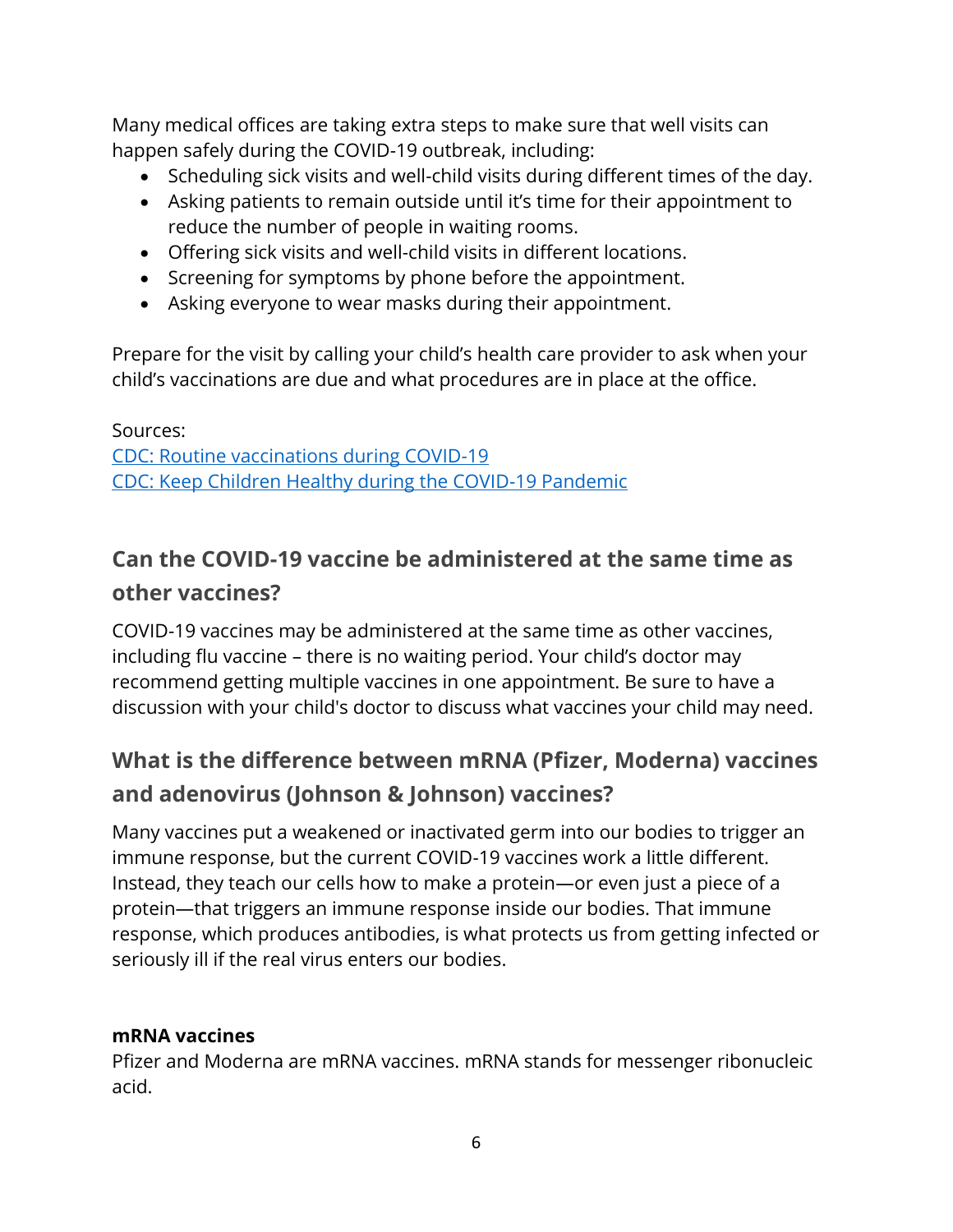Many medical offices are taking extra steps to make sure that well visits can happen safely during the COVID-19 outbreak, including:

- Scheduling sick visits and well-child visits during different times of the day.
- Asking patients to remain outside until it's time for their appointment to reduce the number of people in waiting rooms.
- Offering sick visits and well-child visits in different locations.
- Screening for symptoms by phone before the appointment.
- Asking everyone to wear masks during their appointment.

Prepare for the visit by calling your child's health care provider to ask when your child's vaccinations are due and what procedures are in place at the office.

Sources:
CDC: Routine vaccinations during COVID-19
CDC: Keep Children Healthy during the COVID-19 Pandemic

## Can the COVID-19 vaccine be administered at the same time as other vaccines?

COVID-19 vaccines may be administered at the same time as other vaccines, including flu vaccine – there is no waiting period. Your child's doctor may recommend getting multiple vaccines in one appointment. Be sure to have a discussion with your child's doctor to discuss what vaccines your child may need.

## What is the difference between mRNA (Pfizer, Moderna) vaccines and adenovirus (Johnson & Johnson) vaccines?

Many vaccines put a weakened or inactivated germ into our bodies to trigger an immune response, but the current COVID-19 vaccines work a little different. Instead, they teach our cells how to make a protein—or even just a piece of a protein—that triggers an immune response inside our bodies. That immune response, which produces antibodies, is what protects us from getting infected or seriously ill if the real virus enters our bodies.

**mRNA vaccines**
Pfizer and Moderna are mRNA vaccines. mRNA stands for messenger ribonucleic acid.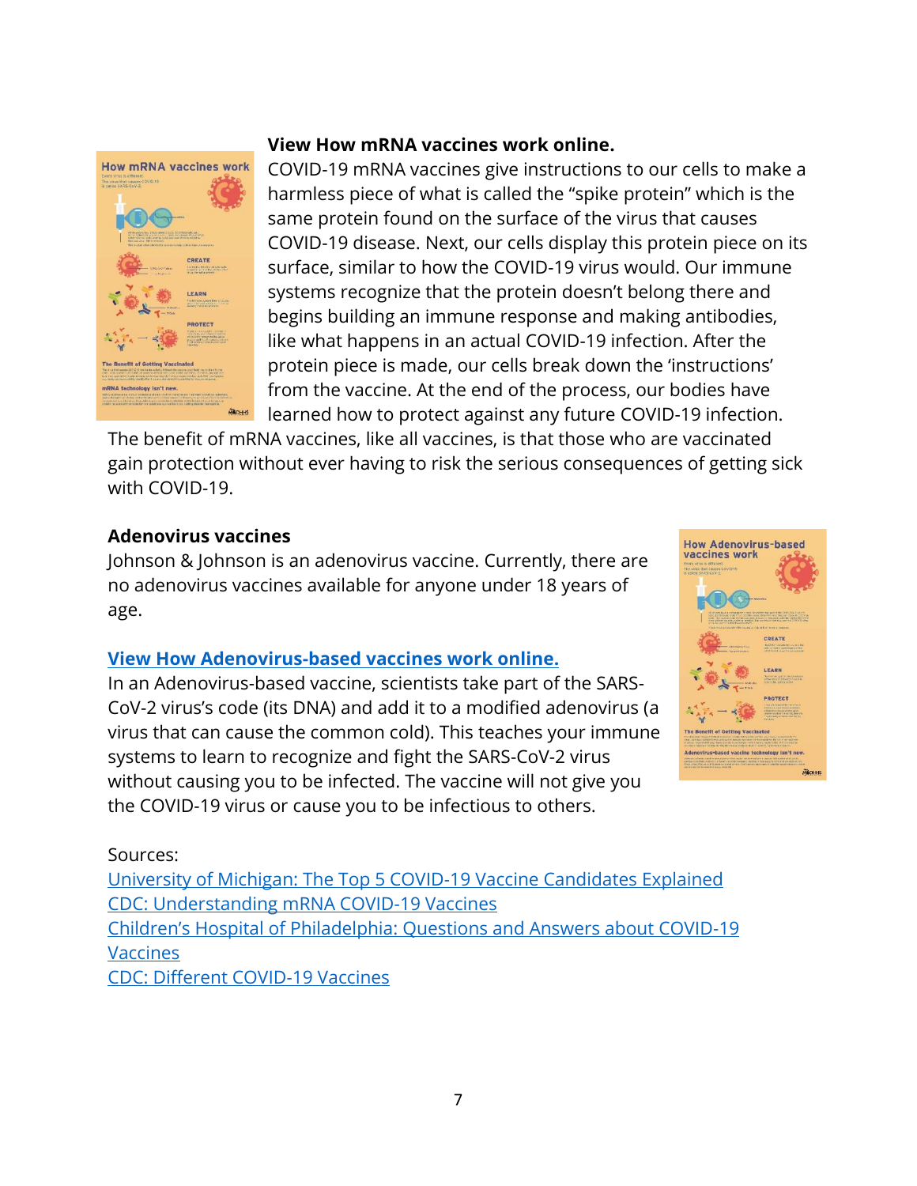**View How mRNA vaccines work online.**

COVID-19 mRNA vaccines give instructions to our cells to make a harmless piece of what is called the "spike protein" which is the same protein found on the surface of the virus that causes COVID-19 disease. Next, our cells display this protein piece on its surface, similar to how the COVID-19 virus would. Our immune systems recognize that the protein doesn't belong there and begins building an immune response and making antibodies, like what happens in an actual COVID-19 infection. After the protein piece is made, our cells break down the 'instructions' from the vaccine. At the end of the process, our bodies have learned how to protect against any future COVID-19 infection. The benefit of mRNA vaccines, like all vaccines, is that those who are vaccinated gain protection without ever having to risk the serious consequences of getting sick with COVID-19.

**Adenovirus vaccines**

Johnson & Johnson is an adenovirus vaccine. Currently, there are no adenovirus vaccines available for anyone under 18 years of age.

**View How Adenovirus-based vaccines work online.**

In an Adenovirus-based vaccine, scientists take part of the SARS-CoV-2 virus's code (its DNA) and add it to a modified adenovirus (a virus that can cause the common cold). This teaches your immune systems to learn to recognize and fight the SARS-CoV-2 virus without causing you to be infected. The vaccine will not give you the COVID-19 virus or cause you to be infectious to others.

Sources:

University of Michigan: The Top 5 COVID-19 Vaccine Candidates Explained
CDC: Understanding mRNA COVID-19 Vaccines
Children's Hospital of Philadelphia: Questions and Answers about COVID-19 Vaccines
CDC: Different COVID-19 Vaccines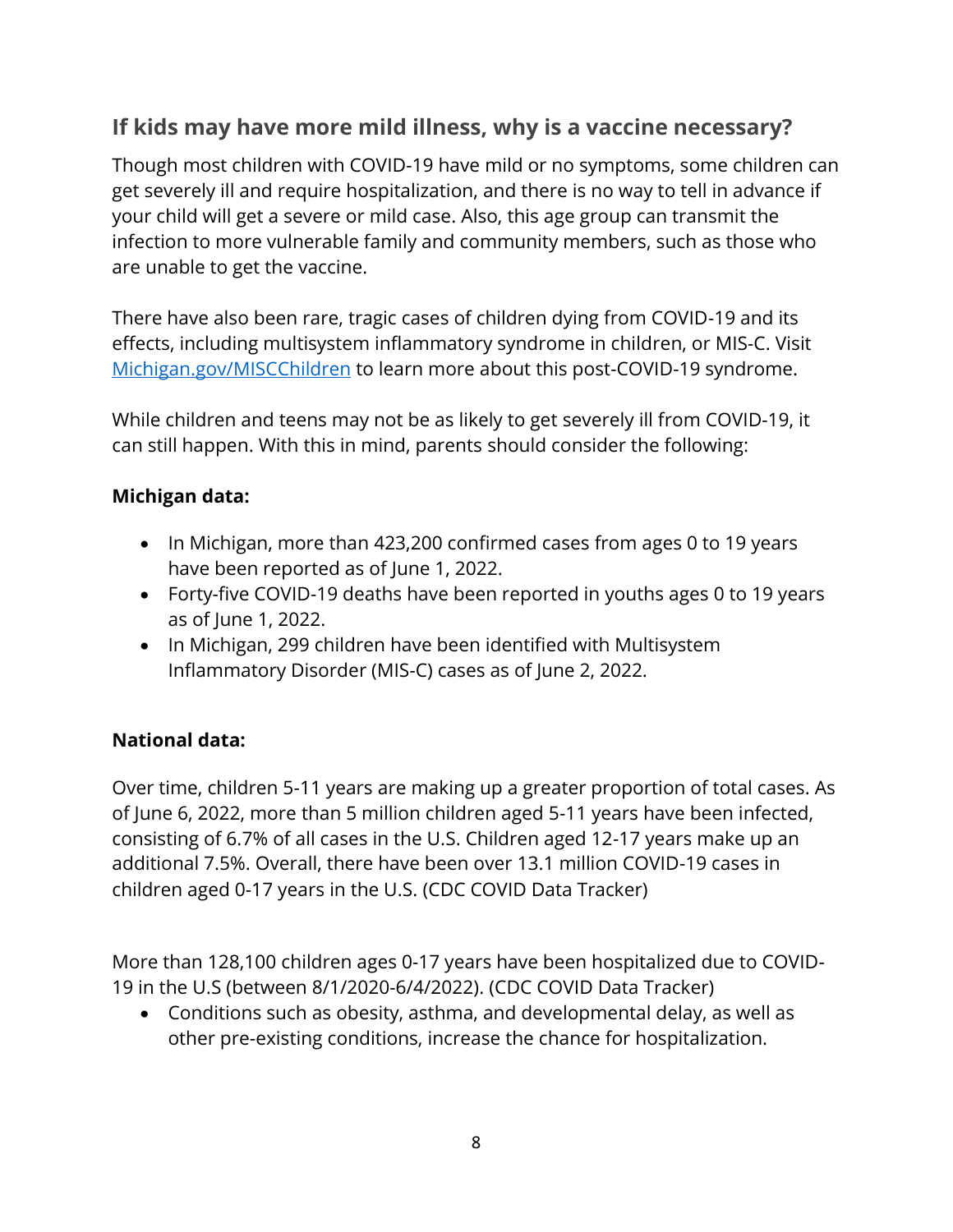## If kids may have more mild illness, why is a vaccine necessary?

Though most children with COVID-19 have mild or no symptoms, some children can get severely ill and require hospitalization, and there is no way to tell in advance if your child will get a severe or mild case. Also, this age group can transmit the infection to more vulnerable family and community members, such as those who are unable to get the vaccine.

There have also been rare, tragic cases of children dying from COVID-19 and its effects, including multisystem inflammatory syndrome in children, or MIS-C. Visit [Michigan.gov/MISCChildren](Michigan.gov/MISCChildren) to learn more about this post-COVID-19 syndrome.

While children and teens may not be as likely to get severely ill from COVID-19, it can still happen. With this in mind, parents should consider the following:

**Michigan data:**

- In Michigan, more than 423,200 confirmed cases from ages 0 to 19 years have been reported as of June 1, 2022.
- Forty-five COVID-19 deaths have been reported in youths ages 0 to 19 years as of June 1, 2022.
- In Michigan, 299 children have been identified with Multisystem Inflammatory Disorder (MIS-C) cases as of June 2, 2022.

**National data:**

Over time, children 5-11 years are making up a greater proportion of total cases. As of June 6, 2022, more than 5 million children aged 5-11 years have been infected, consisting of 6.7% of all cases in the U.S. Children aged 12-17 years make up an additional 7.5%. Overall, there have been over 13.1 million COVID-19 cases in children aged 0-17 years in the U.S. (CDC COVID Data Tracker)

More than 128,100 children ages 0-17 years have been hospitalized due to COVID-19 in the U.S (between 8/1/2020-6/4/2022). (CDC COVID Data Tracker)

- Conditions such as obesity, asthma, and developmental delay, as well as other pre-existing conditions, increase the chance for hospitalization.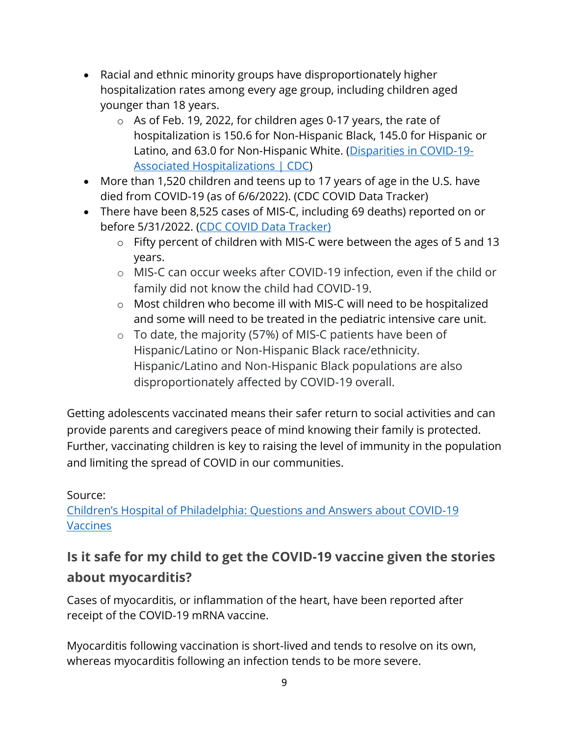- Racial and ethnic minority groups have disproportionately higher hospitalization rates among every age group, including children aged younger than 18 years.
    - As of Feb. 19, 2022, for children ages 0-17 years, the rate of hospitalization is 150.6 for Non-Hispanic Black, 145.0 for Hispanic or Latino, and 63.0 for Non-Hispanic White. ([Disparities in COVID-19-Associated Hospitalizations | CDC]())
- More than 1,520 children and teens up to 17 years of age in the U.S. have died from COVID-19 (as of 6/6/2022). (CDC COVID Data Tracker)
- There have been 8,525 cases of MIS-C, including 69 deaths) reported on or before 5/31/2022. ([CDC COVID Data Tracker)]()
    - Fifty percent of children with MIS-C were between the ages of 5 and 13 years.
    - MIS-C can occur weeks after COVID-19 infection, even if the child or family did not know the child had COVID-19.
    - Most children who become ill with MIS-C will need to be hospitalized and some will need to be treated in the pediatric intensive care unit.
    - To date, the majority (57%) of MIS-C patients have been of Hispanic/Latino or Non-Hispanic Black race/ethnicity. Hispanic/Latino and Non-Hispanic Black populations are also disproportionately affected by COVID-19 overall.

Getting adolescents vaccinated means their safer return to social activities and can provide parents and caregivers peace of mind knowing their family is protected. Further, vaccinating children is key to raising the level of immunity in the population and limiting the spread of COVID in our communities.

Source:
[Children's Hospital of Philadelphia: Questions and Answers about COVID-19 Vaccines]()

## Is it safe for my child to get the COVID-19 vaccine given the stories about myocarditis?

Cases of myocarditis, or inflammation of the heart, have been reported after receipt of the COVID-19 mRNA vaccine.

Myocarditis following vaccination is short-lived and tends to resolve on its own, whereas myocarditis following an infection tends to be more severe.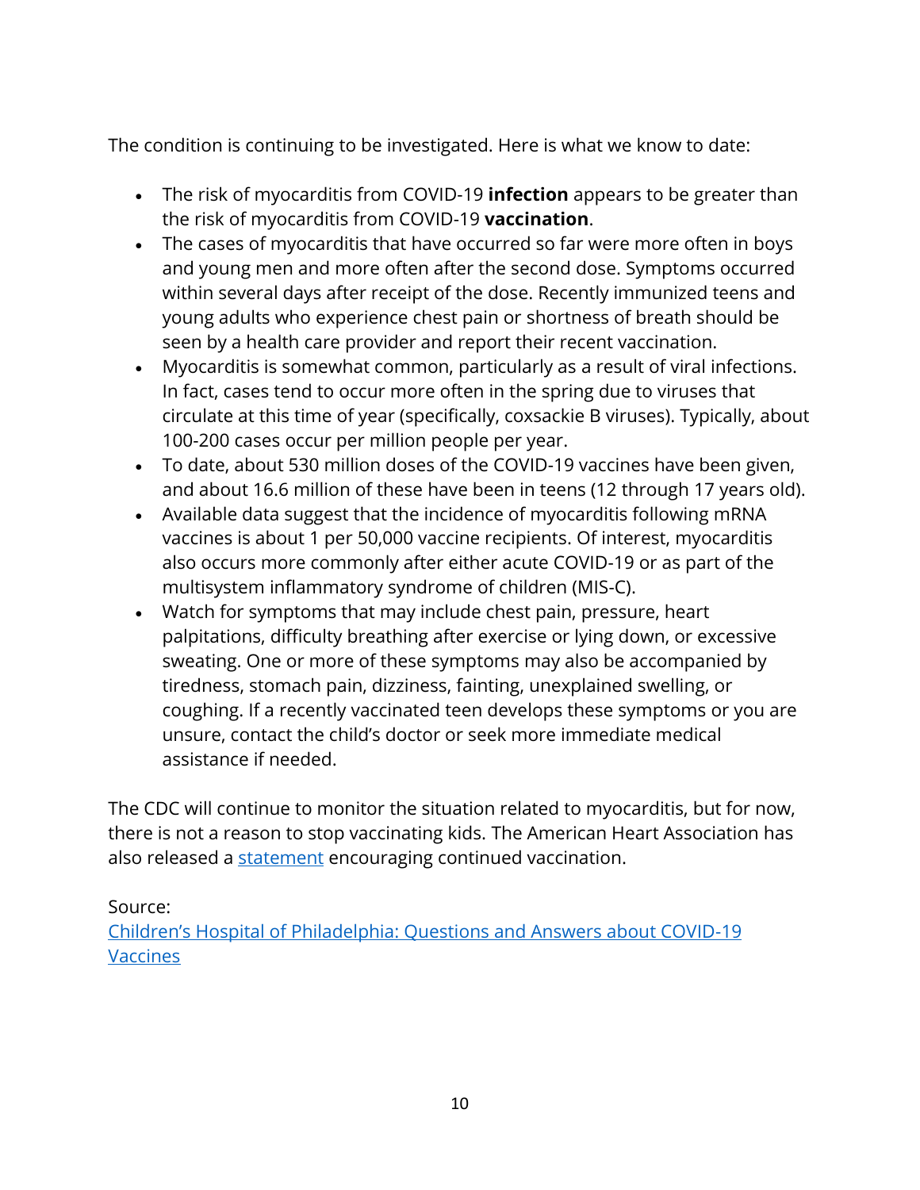The condition is continuing to be investigated. Here is what we know to date:

- The risk of myocarditis from COVID-19 **infection** appears to be greater than the risk of myocarditis from COVID-19 **vaccination**.
- The cases of myocarditis that have occurred so far were more often in boys and young men and more often after the second dose. Symptoms occurred within several days after receipt of the dose. Recently immunized teens and young adults who experience chest pain or shortness of breath should be seen by a health care provider and report their recent vaccination.
- Myocarditis is somewhat common, particularly as a result of viral infections. In fact, cases tend to occur more often in the spring due to viruses that circulate at this time of year (specifically, coxsackie B viruses). Typically, about 100-200 cases occur per million people per year.
- To date, about 530 million doses of the COVID-19 vaccines have been given, and about 16.6 million of these have been in teens (12 through 17 years old).
- Available data suggest that the incidence of myocarditis following mRNA vaccines is about 1 per 50,000 vaccine recipients. Of interest, myocarditis also occurs more commonly after either acute COVID-19 or as part of the multisystem inflammatory syndrome of children (MIS-C).
- Watch for symptoms that may include chest pain, pressure, heart palpitations, difficulty breathing after exercise or lying down, or excessive sweating. One or more of these symptoms may also be accompanied by tiredness, stomach pain, dizziness, fainting, unexplained swelling, or coughing. If a recently vaccinated teen develops these symptoms or you are unsure, contact the child's doctor or seek more immediate medical assistance if needed.

The CDC will continue to monitor the situation related to myocarditis, but for now, there is not a reason to stop vaccinating kids. The American Heart Association has also released a statement encouraging continued vaccination.

Source:
Children's Hospital of Philadelphia: Questions and Answers about COVID-19 Vaccines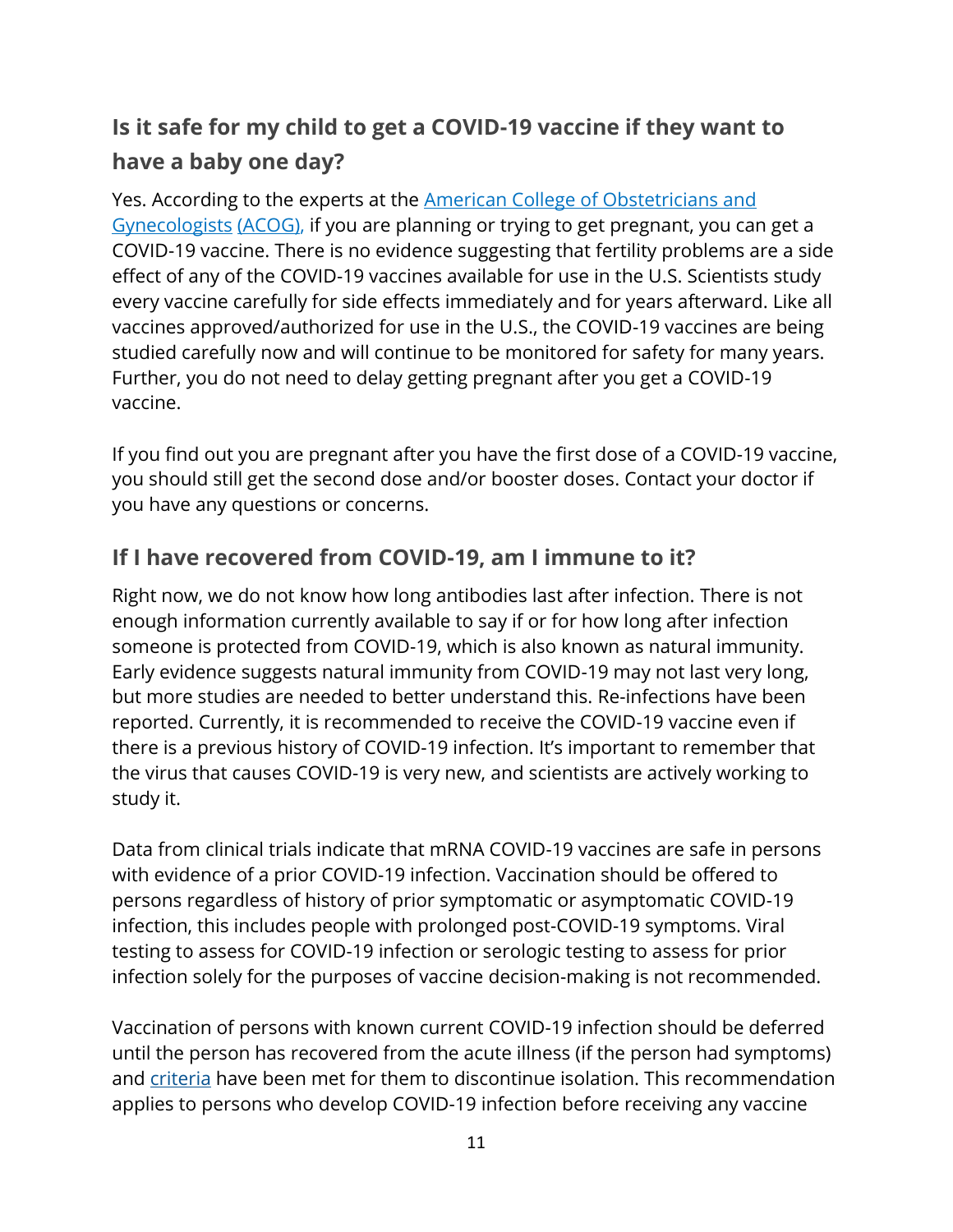## Is it safe for my child to get a COVID-19 vaccine if they want to have a baby one day?

Yes. According to the experts at the American College of Obstetricians and Gynecologists (ACOG), if you are planning or trying to get pregnant, you can get a COVID-19 vaccine. There is no evidence suggesting that fertility problems are a side effect of any of the COVID-19 vaccines available for use in the U.S. Scientists study every vaccine carefully for side effects immediately and for years afterward. Like all vaccines approved/authorized for use in the U.S., the COVID-19 vaccines are being studied carefully now and will continue to be monitored for safety for many years. Further, you do not need to delay getting pregnant after you get a COVID-19 vaccine.

If you find out you are pregnant after you have the first dose of a COVID-19 vaccine, you should still get the second dose and/or booster doses. Contact your doctor if you have any questions or concerns.

## If I have recovered from COVID-19, am I immune to it?

Right now, we do not know how long antibodies last after infection. There is not enough information currently available to say if or for how long after infection someone is protected from COVID-19, which is also known as natural immunity. Early evidence suggests natural immunity from COVID-19 may not last very long, but more studies are needed to better understand this. Re-infections have been reported. Currently, it is recommended to receive the COVID-19 vaccine even if there is a previous history of COVID-19 infection. It's important to remember that the virus that causes COVID-19 is very new, and scientists are actively working to study it.

Data from clinical trials indicate that mRNA COVID-19 vaccines are safe in persons with evidence of a prior COVID-19 infection. Vaccination should be offered to persons regardless of history of prior symptomatic or asymptomatic COVID-19 infection, this includes people with prolonged post-COVID-19 symptoms. Viral testing to assess for COVID-19 infection or serologic testing to assess for prior infection solely for the purposes of vaccine decision-making is not recommended.

Vaccination of persons with known current COVID-19 infection should be deferred until the person has recovered from the acute illness (if the person had symptoms) and criteria have been met for them to discontinue isolation. This recommendation applies to persons who develop COVID-19 infection before receiving any vaccine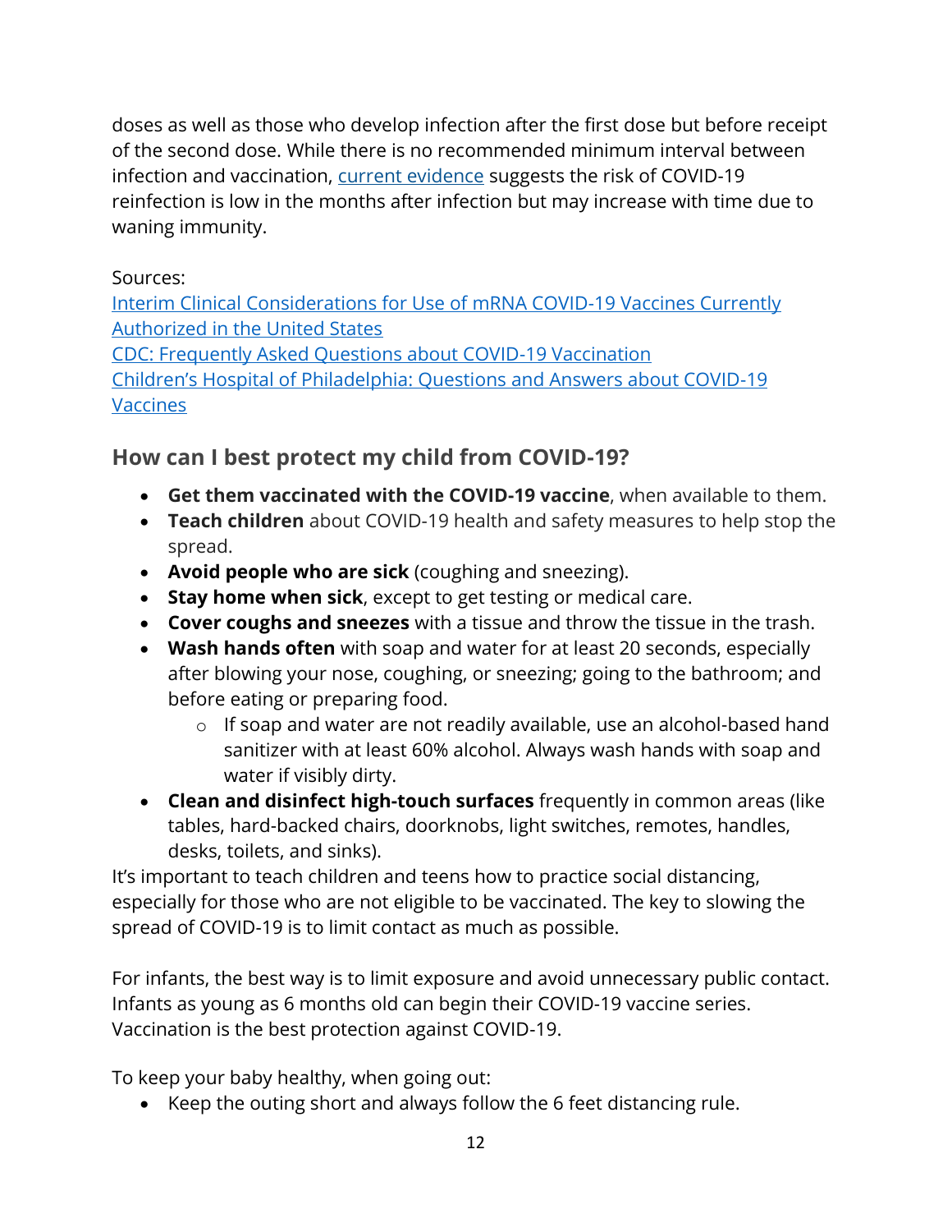doses as well as those who develop infection after the first dose but before receipt of the second dose. While there is no recommended minimum interval between infection and vaccination, current evidence suggests the risk of COVID-19 reinfection is low in the months after infection but may increase with time due to waning immunity.

Sources:
Interim Clinical Considerations for Use of mRNA COVID-19 Vaccines Currently Authorized in the United States
CDC: Frequently Asked Questions about COVID-19 Vaccination
Children's Hospital of Philadelphia: Questions and Answers about COVID-19 Vaccines

### How can I best protect my child from COVID-19?

- **Get them vaccinated with the COVID-19 vaccine**, when available to them.
- **Teach children** about COVID-19 health and safety measures to help stop the spread.
- **Avoid people who are sick** (coughing and sneezing).
- **Stay home when sick**, except to get testing or medical care.
- **Cover coughs and sneezes** with a tissue and throw the tissue in the trash.
- **Wash hands often** with soap and water for at least 20 seconds, especially after blowing your nose, coughing, or sneezing; going to the bathroom; and before eating or preparing food.
  - If soap and water are not readily available, use an alcohol-based hand sanitizer with at least 60% alcohol. Always wash hands with soap and water if visibly dirty.
- **Clean and disinfect high-touch surfaces** frequently in common areas (like tables, hard-backed chairs, doorknobs, light switches, remotes, handles, desks, toilets, and sinks).

It's important to teach children and teens how to practice social distancing, especially for those who are not eligible to be vaccinated. The key to slowing the spread of COVID-19 is to limit contact as much as possible.

For infants, the best way is to limit exposure and avoid unnecessary public contact. Infants as young as 6 months old can begin their COVID-19 vaccine series. Vaccination is the best protection against COVID-19.

To keep your baby healthy, when going out:

- Keep the outing short and always follow the 6 feet distancing rule.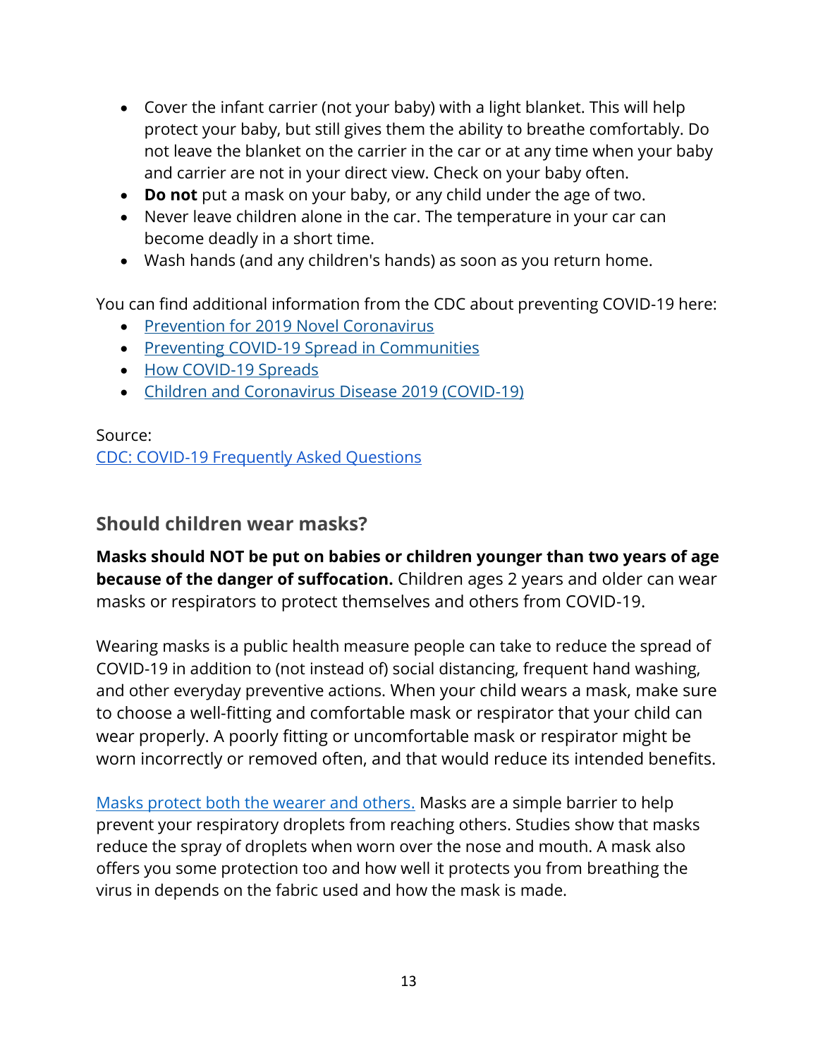- Cover the infant carrier (not your baby) with a light blanket. This will help protect your baby, but still gives them the ability to breathe comfortably. Do not leave the blanket on the carrier in the car or at any time when your baby and carrier are not in your direct view. Check on your baby often.
- **Do not** put a mask on your baby, or any child under the age of two.
- Never leave children alone in the car. The temperature in your car can become deadly in a short time.
- Wash hands (and any children's hands) as soon as you return home.

You can find additional information from the CDC about preventing COVID-19 here:

- Prevention for 2019 Novel Coronavirus
- Preventing COVID-19 Spread in Communities
- How COVID-19 Spreads
- Children and Coronavirus Disease 2019 (COVID-19)

Source:
CDC: COVID-19 Frequently Asked Questions

## Should children wear masks?

**Masks should NOT be put on babies or children younger than two years of age because of the danger of suffocation.** Children ages 2 years and older can wear masks or respirators to protect themselves and others from COVID-19.

Wearing masks is a public health measure people can take to reduce the spread of COVID-19 in addition to (not instead of) social distancing, frequent hand washing, and other everyday preventive actions. When your child wears a mask, make sure to choose a well-fitting and comfortable mask or respirator that your child can wear properly. A poorly fitting or uncomfortable mask or respirator might be worn incorrectly or removed often, and that would reduce its intended benefits.

Masks protect both the wearer and others. Masks are a simple barrier to help prevent your respiratory droplets from reaching others. Studies show that masks reduce the spray of droplets when worn over the nose and mouth. A mask also offers you some protection too and how well it protects you from breathing the virus in depends on the fabric used and how the mask is made.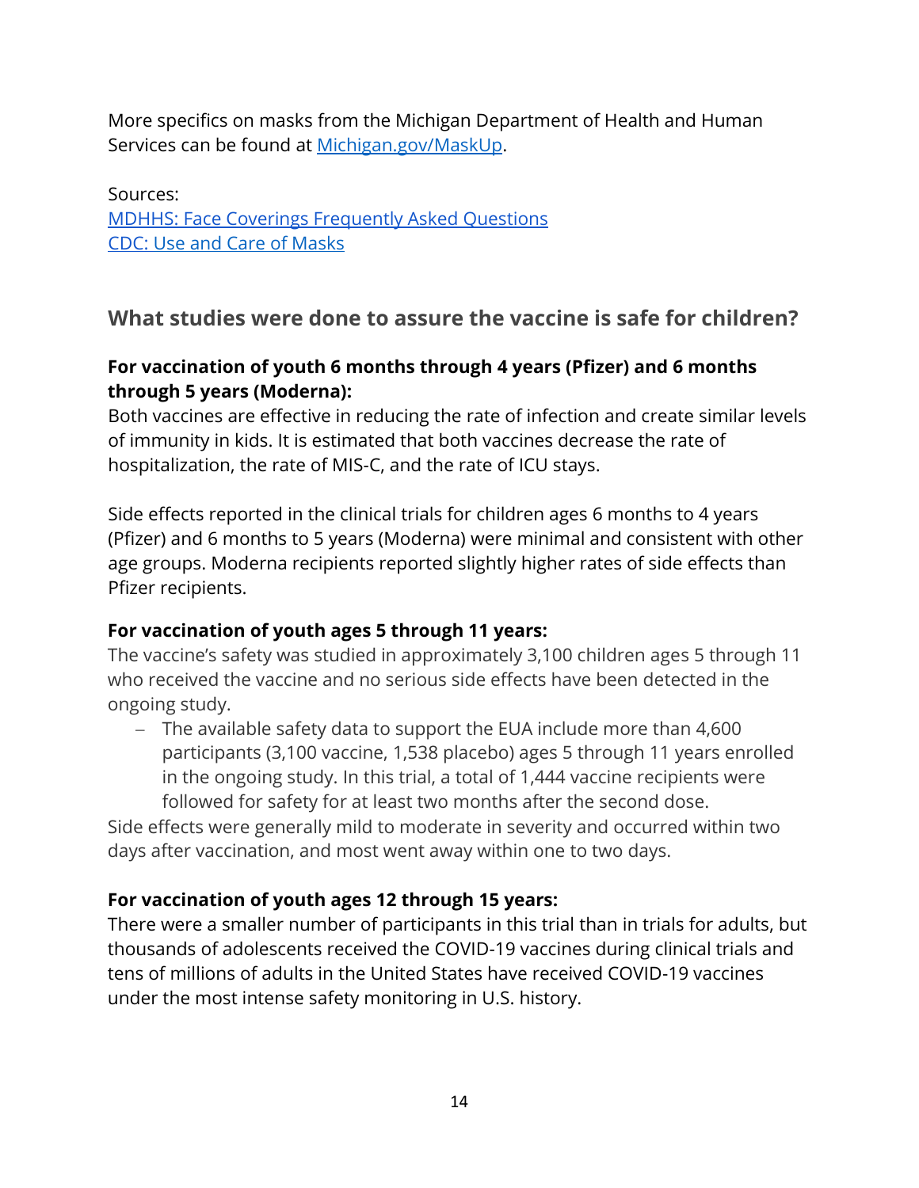More specifics on masks from the Michigan Department of Health and Human Services can be found at [Michigan.gov/MaskUp](Michigan.gov/MaskUp).

Sources:
[MDHHS: Face Coverings Frequently Asked Questions]()
[CDC: Use and Care of Masks]()

## What studies were done to assure the vaccine is safe for children?

**For vaccination of youth 6 months through 4 years (Pfizer) and 6 months through 5 years (Moderna):**
Both vaccines are effective in reducing the rate of infection and create similar levels of immunity in kids. It is estimated that both vaccines decrease the rate of hospitalization, the rate of MIS-C, and the rate of ICU stays.

Side effects reported in the clinical trials for children ages 6 months to 4 years (Pfizer) and 6 months to 5 years (Moderna) were minimal and consistent with other age groups. Moderna recipients reported slightly higher rates of side effects than Pfizer recipients.

**For vaccination of youth ages 5 through 11 years:**
The vaccine's safety was studied in approximately 3,100 children ages 5 through 11 who received the vaccine and no serious side effects have been detected in the ongoing study.

- The available safety data to support the EUA include more than 4,600 participants (3,100 vaccine, 1,538 placebo) ages 5 through 11 years enrolled in the ongoing study. In this trial, a total of 1,444 vaccine recipients were followed for safety for at least two months after the second dose.

Side effects were generally mild to moderate in severity and occurred within two days after vaccination, and most went away within one to two days.

**For vaccination of youth ages 12 through 15 years:**
There were a smaller number of participants in this trial than in trials for adults, but thousands of adolescents received the COVID-19 vaccines during clinical trials and tens of millions of adults in the United States have received COVID-19 vaccines under the most intense safety monitoring in U.S. history.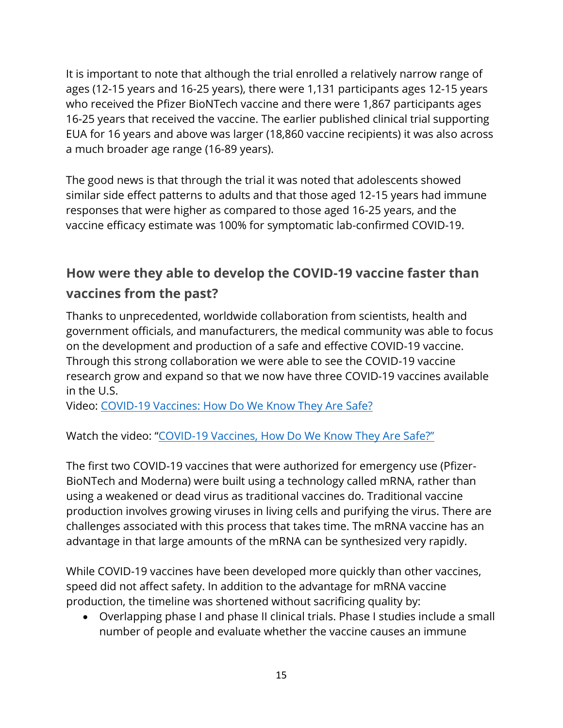It is important to note that although the trial enrolled a relatively narrow range of ages (12-15 years and 16-25 years), there were 1,131 participants ages 12-15 years who received the Pfizer BioNTech vaccine and there were 1,867 participants ages 16-25 years that received the vaccine. The earlier published clinical trial supporting EUA for 16 years and above was larger (18,860 vaccine recipients) it was also across a much broader age range (16-89 years).

The good news is that through the trial it was noted that adolescents showed similar side effect patterns to adults and that those aged 12-15 years had immune responses that were higher as compared to those aged 16-25 years, and the vaccine efficacy estimate was 100% for symptomatic lab-confirmed COVID-19.

## How were they able to develop the COVID-19 vaccine faster than vaccines from the past?

Thanks to unprecedented, worldwide collaboration from scientists, health and government officials, and manufacturers, the medical community was able to focus on the development and production of a safe and effective COVID-19 vaccine. Through this strong collaboration we were able to see the COVID-19 vaccine research grow and expand so that we now have three COVID-19 vaccines available in the U.S.
Video: COVID-19 Vaccines: How Do We Know They Are Safe?

Watch the video: "COVID-19 Vaccines, How Do We Know They Are Safe?"

The first two COVID-19 vaccines that were authorized for emergency use (Pfizer-BioNTech and Moderna) were built using a technology called mRNA, rather than using a weakened or dead virus as traditional vaccines do. Traditional vaccine production involves growing viruses in living cells and purifying the virus. There are challenges associated with this process that takes time. The mRNA vaccine has an advantage in that large amounts of the mRNA can be synthesized very rapidly.

While COVID-19 vaccines have been developed more quickly than other vaccines, speed did not affect safety. In addition to the advantage for mRNA vaccine production, the timeline was shortened without sacrificing quality by:

- Overlapping phase I and phase II clinical trials. Phase I studies include a small number of people and evaluate whether the vaccine causes an immune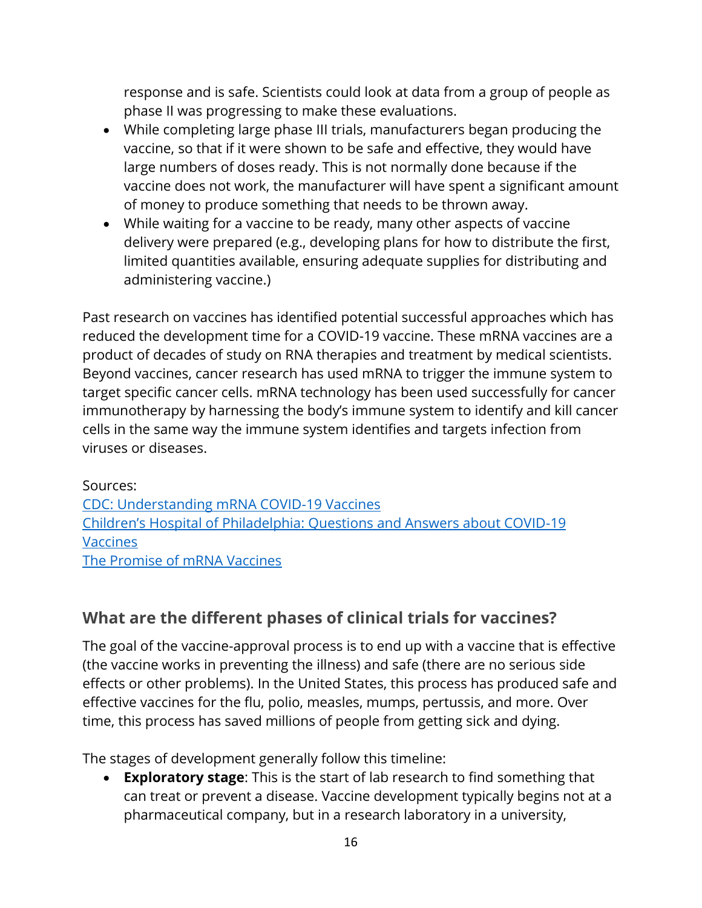response and is safe. Scientists could look at data from a group of people as phase II was progressing to make these evaluations.

- While completing large phase III trials, manufacturers began producing the vaccine, so that if it were shown to be safe and effective, they would have large numbers of doses ready. This is not normally done because if the vaccine does not work, the manufacturer will have spent a significant amount of money to produce something that needs to be thrown away.
- While waiting for a vaccine to be ready, many other aspects of vaccine delivery were prepared (e.g., developing plans for how to distribute the first, limited quantities available, ensuring adequate supplies for distributing and administering vaccine.)

Past research on vaccines has identified potential successful approaches which has reduced the development time for a COVID-19 vaccine. These mRNA vaccines are a product of decades of study on RNA therapies and treatment by medical scientists. Beyond vaccines, cancer research has used mRNA to trigger the immune system to target specific cancer cells. mRNA technology has been used successfully for cancer immunotherapy by harnessing the body's immune system to identify and kill cancer cells in the same way the immune system identifies and targets infection from viruses or diseases.

Sources:
CDC: Understanding mRNA COVID-19 Vaccines
Children's Hospital of Philadelphia: Questions and Answers about COVID-19 Vaccines
The Promise of mRNA Vaccines

## What are the different phases of clinical trials for vaccines?

The goal of the vaccine-approval process is to end up with a vaccine that is effective (the vaccine works in preventing the illness) and safe (there are no serious side effects or other problems). In the United States, this process has produced safe and effective vaccines for the flu, polio, measles, mumps, pertussis, and more. Over time, this process has saved millions of people from getting sick and dying.

The stages of development generally follow this timeline:

- **Exploratory stage**: This is the start of lab research to find something that can treat or prevent a disease. Vaccine development typically begins not at a pharmaceutical company, but in a research laboratory in a university,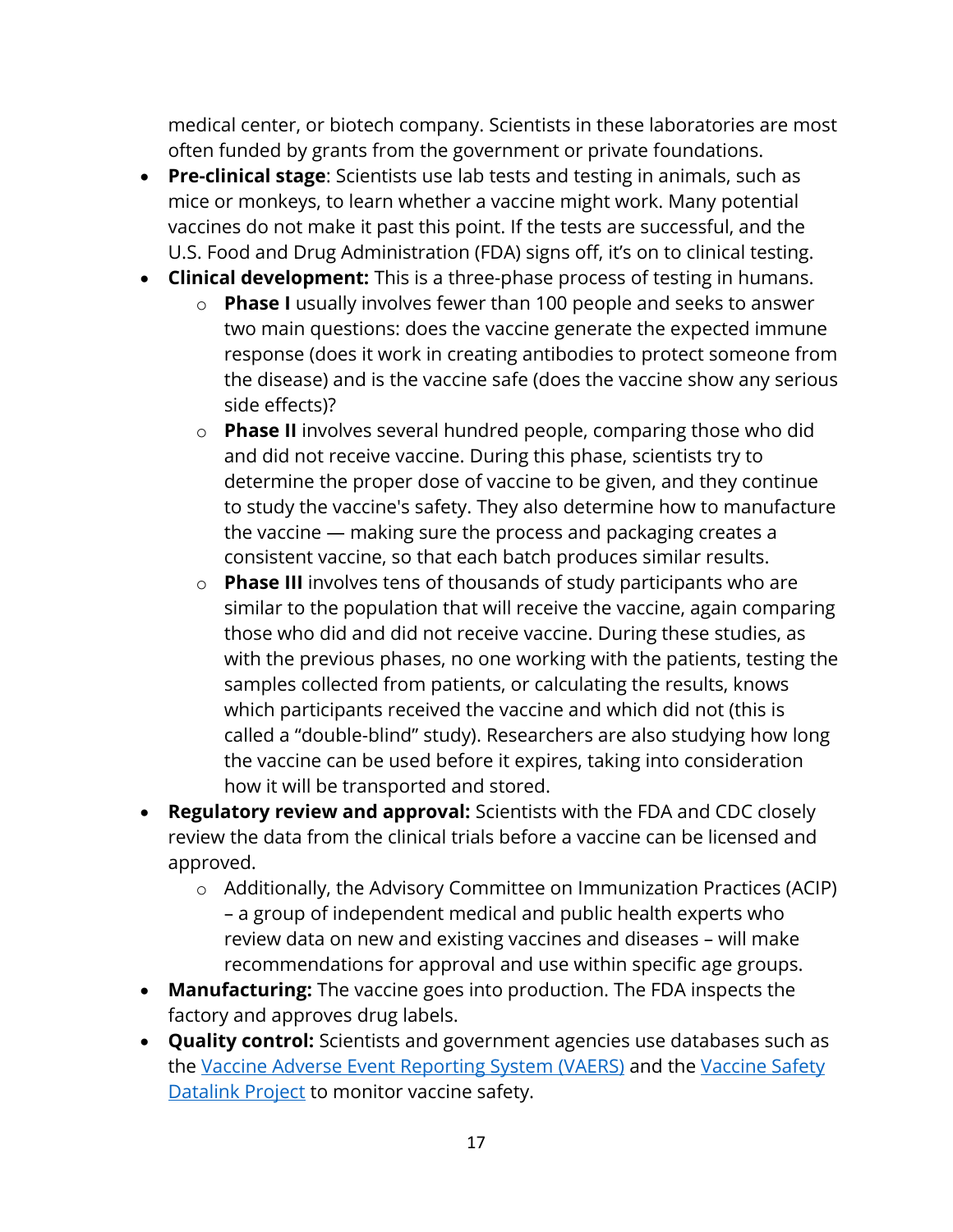medical center, or biotech company. Scientists in these laboratories are most often funded by grants from the government or private foundations.

- **Pre-clinical stage**: Scientists use lab tests and testing in animals, such as mice or monkeys, to learn whether a vaccine might work. Many potential vaccines do not make it past this point. If the tests are successful, and the U.S. Food and Drug Administration (FDA) signs off, it's on to clinical testing.
- **Clinical development:** This is a three-phase process of testing in humans.
  - **Phase I** usually involves fewer than 100 people and seeks to answer two main questions: does the vaccine generate the expected immune response (does it work in creating antibodies to protect someone from the disease) and is the vaccine safe (does the vaccine show any serious side effects)?
  - **Phase II** involves several hundred people, comparing those who did and did not receive vaccine. During this phase, scientists try to determine the proper dose of vaccine to be given, and they continue to study the vaccine's safety. They also determine how to manufacture the vaccine — making sure the process and packaging creates a consistent vaccine, so that each batch produces similar results.
  - **Phase III** involves tens of thousands of study participants who are similar to the population that will receive the vaccine, again comparing those who did and did not receive vaccine. During these studies, as with the previous phases, no one working with the patients, testing the samples collected from patients, or calculating the results, knows which participants received the vaccine and which did not (this is called a "double-blind" study). Researchers are also studying how long the vaccine can be used before it expires, taking into consideration how it will be transported and stored.
- **Regulatory review and approval:** Scientists with the FDA and CDC closely review the data from the clinical trials before a vaccine can be licensed and approved.
  - Additionally, the Advisory Committee on Immunization Practices (ACIP) – a group of independent medical and public health experts who review data on new and existing vaccines and diseases – will make recommendations for approval and use within specific age groups.
- **Manufacturing:** The vaccine goes into production. The FDA inspects the factory and approves drug labels.
- **Quality control:** Scientists and government agencies use databases such as the Vaccine Adverse Event Reporting System (VAERS) and the Vaccine Safety Datalink Project to monitor vaccine safety.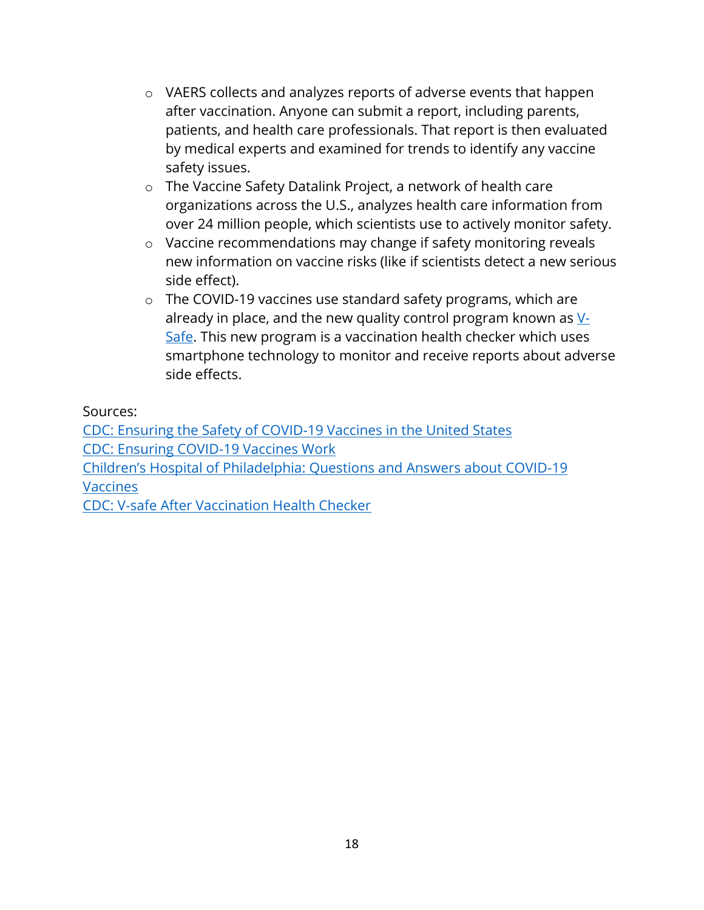- VAERS collects and analyzes reports of adverse events that happen after vaccination. Anyone can submit a report, including parents, patients, and health care professionals. That report is then evaluated by medical experts and examined for trends to identify any vaccine safety issues.
- The Vaccine Safety Datalink Project, a network of health care organizations across the U.S., analyzes health care information from over 24 million people, which scientists use to actively monitor safety.
- Vaccine recommendations may change if safety monitoring reveals new information on vaccine risks (like if scientists detect a new serious side effect).
- The COVID-19 vaccines use standard safety programs, which are already in place, and the new quality control program known as V-Safe. This new program is a vaccination health checker which uses smartphone technology to monitor and receive reports about adverse side effects.

Sources:
CDC: Ensuring the Safety of COVID-19 Vaccines in the United States
CDC: Ensuring COVID-19 Vaccines Work
Children's Hospital of Philadelphia: Questions and Answers about COVID-19 Vaccines
CDC: V-safe After Vaccination Health Checker